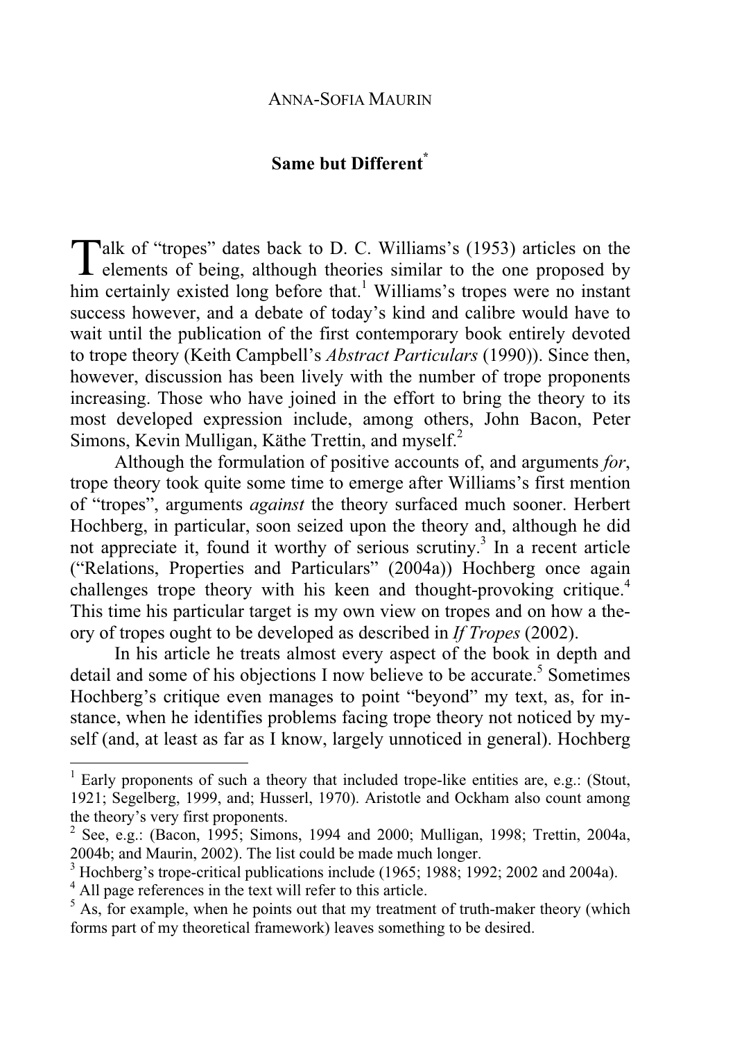ANNA-SOFIA MAURIN

# Same but Different[*]

Talk of "tropes" dates back to D. C. Williams's (1953) articles on the elements of being, although theories similar to the one proposed by him certainly existed long before that.[1] Williams's tropes were no instant success however, and a debate of today's kind and calibre would have to wait until the publication of the first contemporary book entirely devoted to trope theory (Keith Campbell's *Abstract Particulars* (1990)). Since then, however, discussion has been lively with the number of trope proponents increasing. Those who have joined in the effort to bring the theory to its most developed expression include, among others, John Bacon, Peter Simons, Kevin Mulligan, Käthe Trettin, and myself.[2]

Although the formulation of positive accounts of, and arguments *for*, trope theory took quite some time to emerge after Williams's first mention of "tropes", arguments *against* the theory surfaced much sooner. Herbert Hochberg, in particular, soon seized upon the theory and, although he did not appreciate it, found it worthy of serious scrutiny.[3] In a recent article ("Relations, Properties and Particulars" (2004a)) Hochberg once again challenges trope theory with his keen and thought-provoking critique.[4] This time his particular target is my own view on tropes and on how a theory of tropes ought to be developed as described in *If Tropes* (2002).

In his article he treats almost every aspect of the book in depth and detail and some of his objections I now believe to be accurate.[5] Sometimes Hochberg's critique even manages to point "beyond" my text, as, for instance, when he identifies problems facing trope theory not noticed by myself (and, at least as far as I know, largely unnoticed in general). Hochberg

---

[1] Early proponents of such a theory that included trope-like entities are, e.g.: (Stout, 1921; Segelberg, 1999, and; Husserl, 1970). Aristotle and Ockham also count among the theory's very first proponents.

[2] See, e.g.: (Bacon, 1995; Simons, 1994 and 2000; Mulligan, 1998; Trettin, 2004a, 2004b; and Maurin, 2002). The list could be made much longer.

[3] Hochberg's trope-critical publications include (1965; 1988; 1992; 2002 and 2004a).

[4] All page references in the text will refer to this article.

[5] As, for example, when he points out that my treatment of truth-maker theory (which forms part of my theoretical framework) leaves something to be desired.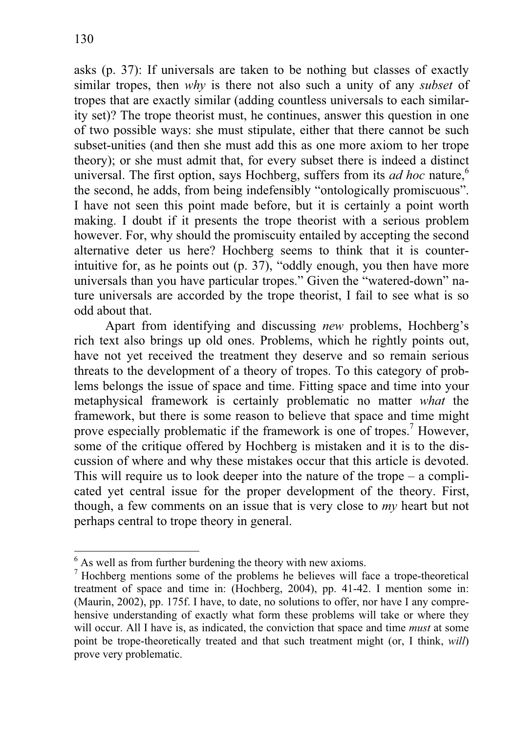asks (p. 37): If universals are taken to be nothing but classes of exactly similar tropes, then *why* is there not also such a unity of any *subset* of tropes that are exactly similar (adding countless universals to each similarity set)? The trope theorist must, he continues, answer this question in one of two possible ways: she must stipulate, either that there cannot be such subset-unities (and then she must add this as one more axiom to her trope theory); or she must admit that, for every subset there is indeed a distinct universal. The first option, says Hochberg, suffers from its *ad hoc* nature,[6] the second, he adds, from being indefensibly "ontologically promiscuous". I have not seen this point made before, but it is certainly a point worth making. I doubt if it presents the trope theorist with a serious problem however. For, why should the promiscuity entailed by accepting the second alternative deter us here? Hochberg seems to think that it is counter-intuitive for, as he points out (p. 37), "oddly enough, you then have more universals than you have particular tropes." Given the "watered-down" nature universals are accorded by the trope theorist, I fail to see what is so odd about that.

Apart from identifying and discussing *new* problems, Hochberg's rich text also brings up old ones. Problems, which he rightly points out, have not yet received the treatment they deserve and so remain serious threats to the development of a theory of tropes. To this category of problems belongs the issue of space and time. Fitting space and time into your metaphysical framework is certainly problematic no matter *what* the framework, but there is some reason to believe that space and time might prove especially problematic if the framework is one of tropes.[7] However, some of the critique offered by Hochberg is mistaken and it is to the discussion of where and why these mistakes occur that this article is devoted. This will require us to look deeper into the nature of the trope – a complicated yet central issue for the proper development of the theory. First, though, a few comments on an issue that is very close to *my* heart but not perhaps central to trope theory in general.

---

[6] As well as from further burdening the theory with new axioms.

[7] Hochberg mentions some of the problems he believes will face a trope-theoretical treatment of space and time in: (Hochberg, 2004), pp. 41-42. I mention some in: (Maurin, 2002), pp. 175f. I have, to date, no solutions to offer, nor have I any comprehensive understanding of exactly what form these problems will take or where they will occur. All I have is, as indicated, the conviction that space and time *must* at some point be trope-theoretically treated and that such treatment might (or, I think, *will*) prove very problematic.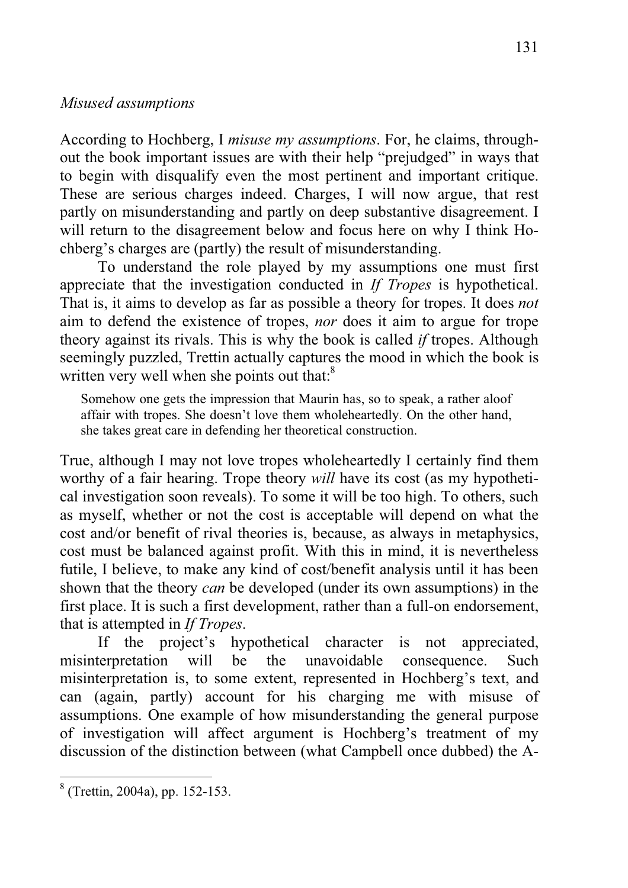*Misused assumptions*

According to Hochberg, I *misuse my assumptions*. For, he claims, throughout the book important issues are with their help "prejudged" in ways that to begin with disqualify even the most pertinent and important critique. These are serious charges indeed. Charges, I will now argue, that rest partly on misunderstanding and partly on deep substantive disagreement. I will return to the disagreement below and focus here on why I think Hochberg's charges are (partly) the result of misunderstanding.

To understand the role played by my assumptions one must first appreciate that the investigation conducted in *If Tropes* is hypothetical. That is, it aims to develop as far as possible a theory for tropes. It does *not* aim to defend the existence of tropes, *nor* does it aim to argue for trope theory against its rivals. This is why the book is called *if* tropes. Although seemingly puzzled, Trettin actually captures the mood in which the book is written very well when she points out that:[8]

> Somehow one gets the impression that Maurin has, so to speak, a rather aloof affair with tropes. She doesn't love them wholeheartedly. On the other hand, she takes great care in defending her theoretical construction.

True, although I may not love tropes wholeheartedly I certainly find them worthy of a fair hearing. Trope theory *will* have its cost (as my hypothetical investigation soon reveals). To some it will be too high. To others, such as myself, whether or not the cost is acceptable will depend on what the cost and/or benefit of rival theories is, because, as always in metaphysics, cost must be balanced against profit. With this in mind, it is nevertheless futile, I believe, to make any kind of cost/benefit analysis until it has been shown that the theory *can* be developed (under its own assumptions) in the first place. It is such a first development, rather than a full-on endorsement, that is attempted in *If Tropes*.

If the project's hypothetical character is not appreciated, misinterpretation will be the unavoidable consequence. Such misinterpretation is, to some extent, represented in Hochberg's text, and can (again, partly) account for his charging me with misuse of assumptions. One example of how misunderstanding the general purpose of investigation will affect argument is Hochberg's treatment of my discussion of the distinction between (what Campbell once dubbed) the A-

[8] (Trettin, 2004a), pp. 152-153.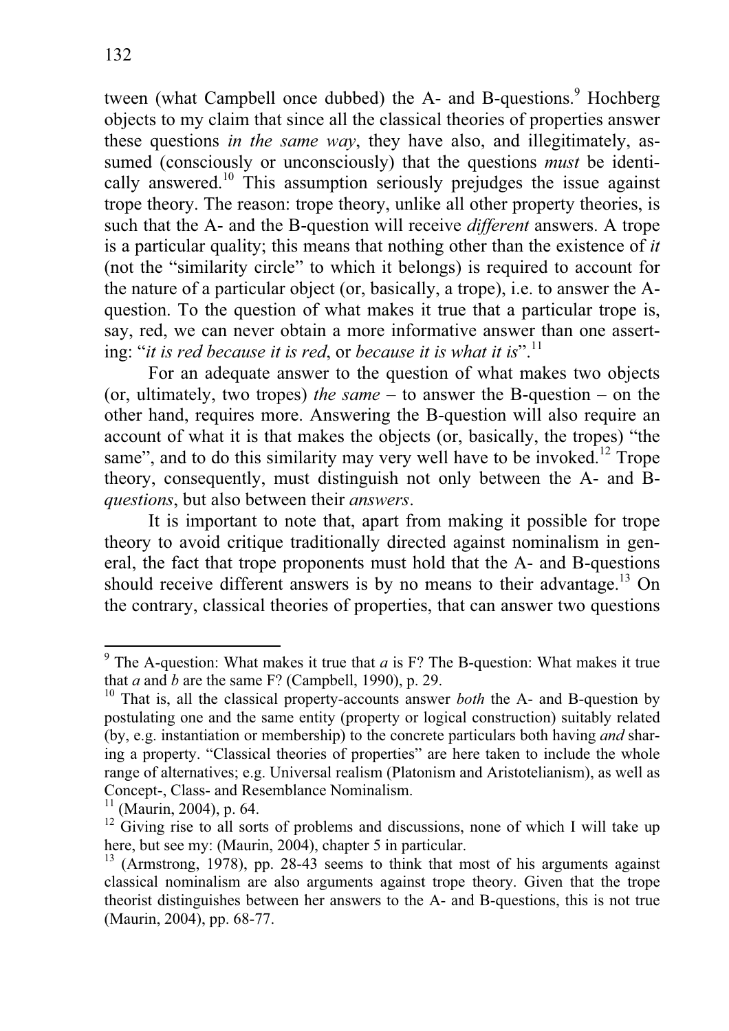tween (what Campbell once dubbed) the A- and B-questions.[9] Hochberg objects to my claim that since all the classical theories of properties answer these questions *in the same way*, they have also, and illegitimately, assumed (consciously or unconsciously) that the questions *must* be identically answered.[10] This assumption seriously prejudges the issue against trope theory. The reason: trope theory, unlike all other property theories, is such that the A- and the B-question will receive *different* answers. A trope is a particular quality; this means that nothing other than the existence of *it* (not the "similarity circle" to which it belongs) is required to account for the nature of a particular object (or, basically, a trope), i.e. to answer the A-question. To the question of what makes it true that a particular trope is, say, red, we can never obtain a more informative answer than one asserting: "*it is red because it is red*, or *because it is what it is*".[11]

For an adequate answer to the question of what makes two objects (or, ultimately, two tropes) *the same* – to answer the B-question – on the other hand, requires more. Answering the B-question will also require an account of what it is that makes the objects (or, basically, the tropes) "the same", and to do this similarity may very well have to be invoked.[12] Trope theory, consequently, must distinguish not only between the A- and B-*questions*, but also between their *answers*.

It is important to note that, apart from making it possible for trope theory to avoid critique traditionally directed against nominalism in general, the fact that trope proponents must hold that the A- and B-questions should receive different answers is by no means to their advantage.[13] On the contrary, classical theories of properties, that can answer two questions

---

[9] The A-question: What makes it true that *a* is F? The B-question: What makes it true that *a* and *b* are the same F? (Campbell, 1990), p. 29.

[10] That is, all the classical property-accounts answer *both* the A- and B-question by postulating one and the same entity (property or logical construction) suitably related (by, e.g. instantiation or membership) to the concrete particulars both having *and* sharing a property. "Classical theories of properties" are here taken to include the whole range of alternatives; e.g. Universal realism (Platonism and Aristotelianism), as well as Concept-, Class- and Resemblance Nominalism.

[11] (Maurin, 2004), p. 64.

[12] Giving rise to all sorts of problems and discussions, none of which I will take up here, but see my: (Maurin, 2004), chapter 5 in particular.

[13] (Armstrong, 1978), pp. 28-43 seems to think that most of his arguments against classical nominalism are also arguments against trope theory. Given that the trope theorist distinguishes between her answers to the A- and B-questions, this is not true (Maurin, 2004), pp. 68-77.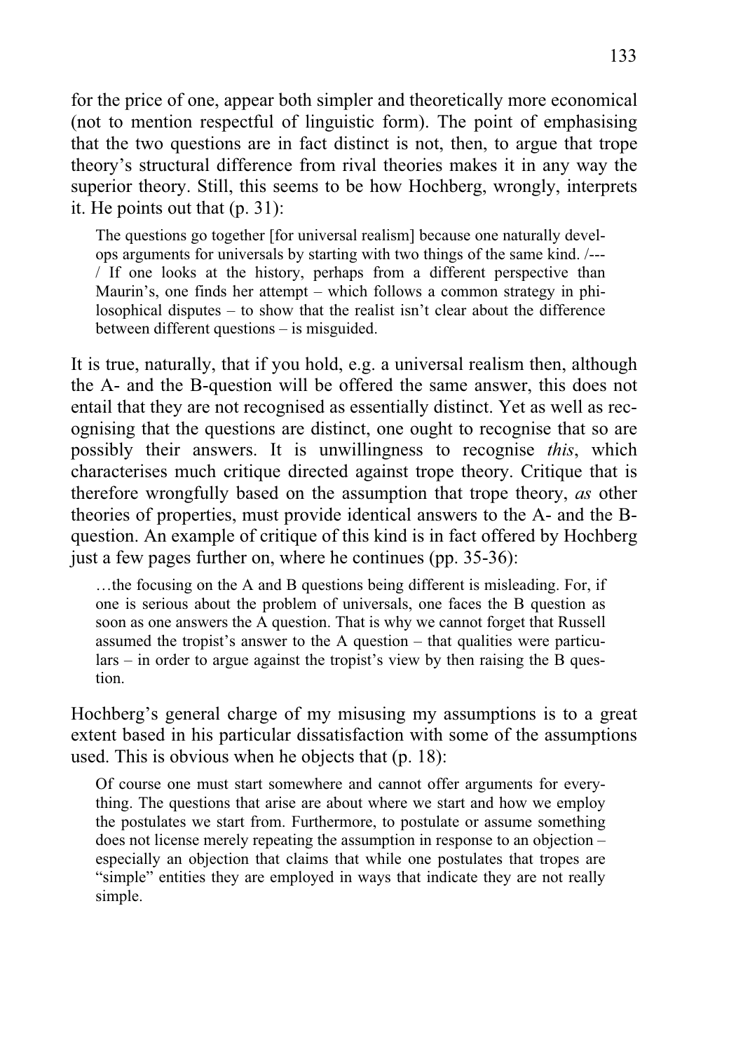for the price of one, appear both simpler and theoretically more economical (not to mention respectful of linguistic form). The point of emphasising that the two questions are in fact distinct is not, then, to argue that trope theory's structural difference from rival theories makes it in any way the superior theory. Still, this seems to be how Hochberg, wrongly, interprets it. He points out that (p. 31):

> The questions go together [for universal realism] because one naturally develops arguments for universals by starting with two things of the same kind. /---/ If one looks at the history, perhaps from a different perspective than Maurin's, one finds her attempt – which follows a common strategy in philosophical disputes – to show that the realist isn't clear about the difference between different questions – is misguided.

It is true, naturally, that if you hold, e.g. a universal realism then, although the A- and the B-question will be offered the same answer, this does not entail that they are not recognised as essentially distinct. Yet as well as recognising that the questions are distinct, one ought to recognise that so are possibly their answers. It is unwillingness to recognise *this*, which characterises much critique directed against trope theory. Critique that is therefore wrongfully based on the assumption that trope theory, *as* other theories of properties, must provide identical answers to the A- and the B-question. An example of critique of this kind is in fact offered by Hochberg just a few pages further on, where he continues (pp. 35-36):

> …the focusing on the A and B questions being different is misleading. For, if one is serious about the problem of universals, one faces the B question as soon as one answers the A question. That is why we cannot forget that Russell assumed the tropist's answer to the A question – that qualities were particulars – in order to argue against the tropist's view by then raising the B question.

Hochberg's general charge of my misusing my assumptions is to a great extent based in his particular dissatisfaction with some of the assumptions used. This is obvious when he objects that (p. 18):

> Of course one must start somewhere and cannot offer arguments for everything. The questions that arise are about where we start and how we employ the postulates we start from. Furthermore, to postulate or assume something does not license merely repeating the assumption in response to an objection – especially an objection that claims that while one postulates that tropes are "simple" entities they are employed in ways that indicate they are not really simple.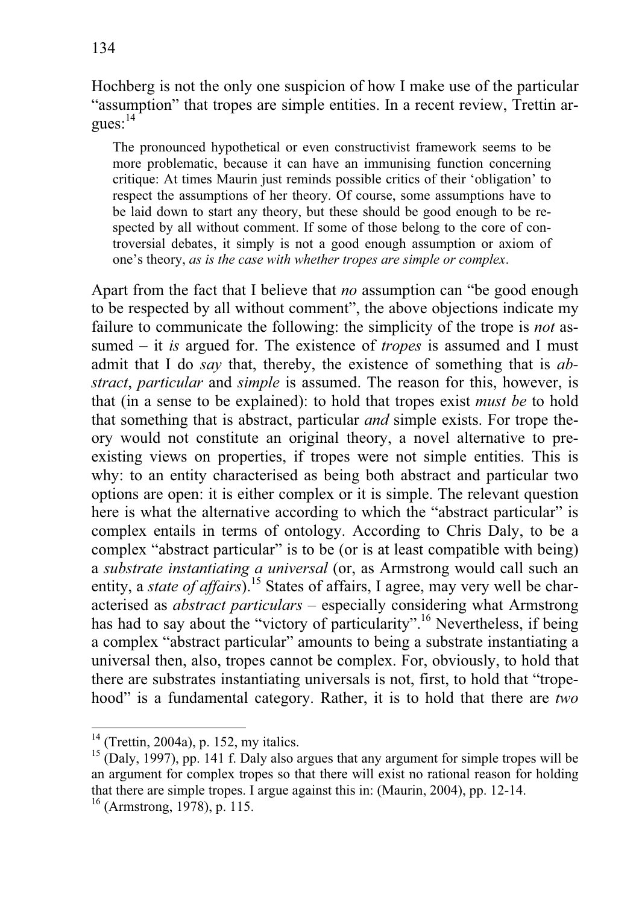Hochberg is not the only one suspicion of how I make use of the particular "assumption" that tropes are simple entities. In a recent review, Trettin argues:[14]

> The pronounced hypothetical or even constructivist framework seems to be more problematic, because it can have an immunising function concerning critique: At times Maurin just reminds possible critics of their 'obligation' to respect the assumptions of her theory. Of course, some assumptions have to be laid down to start any theory, but these should be good enough to be respected by all without comment. If some of those belong to the core of controversial debates, it simply is not a good enough assumption or axiom of one's theory, *as is the case with whether tropes are simple or complex*.

Apart from the fact that I believe that *no* assumption can "be good enough to be respected by all without comment", the above objections indicate my failure to communicate the following: the simplicity of the trope is *not* assumed – it *is* argued for. The existence of *tropes* is assumed and I must admit that I do *say* that, thereby, the existence of something that is *abstract*, *particular* and *simple* is assumed. The reason for this, however, is that (in a sense to be explained): to hold that tropes exist *must be* to hold that something that is abstract, particular *and* simple exists. For trope theory would not constitute an original theory, a novel alternative to pre-existing views on properties, if tropes were not simple entities. This is why: to an entity characterised as being both abstract and particular two options are open: it is either complex or it is simple. The relevant question here is what the alternative according to which the "abstract particular" is complex entails in terms of ontology. According to Chris Daly, to be a complex "abstract particular" is to be (or is at least compatible with being) a *substrate instantiating a universal* (or, as Armstrong would call such an entity, a *state of affairs*).[15] States of affairs, I agree, may very well be characterised as *abstract particulars* – especially considering what Armstrong has had to say about the "victory of particularity".[16] Nevertheless, if being a complex "abstract particular" amounts to being a substrate instantiating a universal then, also, tropes cannot be complex. For, obviously, to hold that there are substrates instantiating universals is not, first, to hold that "trope-hood" is a fundamental category. Rather, it is to hold that there are *two*

---

[14] (Trettin, 2004a), p. 152, my italics.

[15] (Daly, 1997), pp. 141 f. Daly also argues that any argument for simple tropes will be an argument for complex tropes so that there will exist no rational reason for holding that there are simple tropes. I argue against this in: (Maurin, 2004), pp. 12-14.

[16] (Armstrong, 1978), p. 115.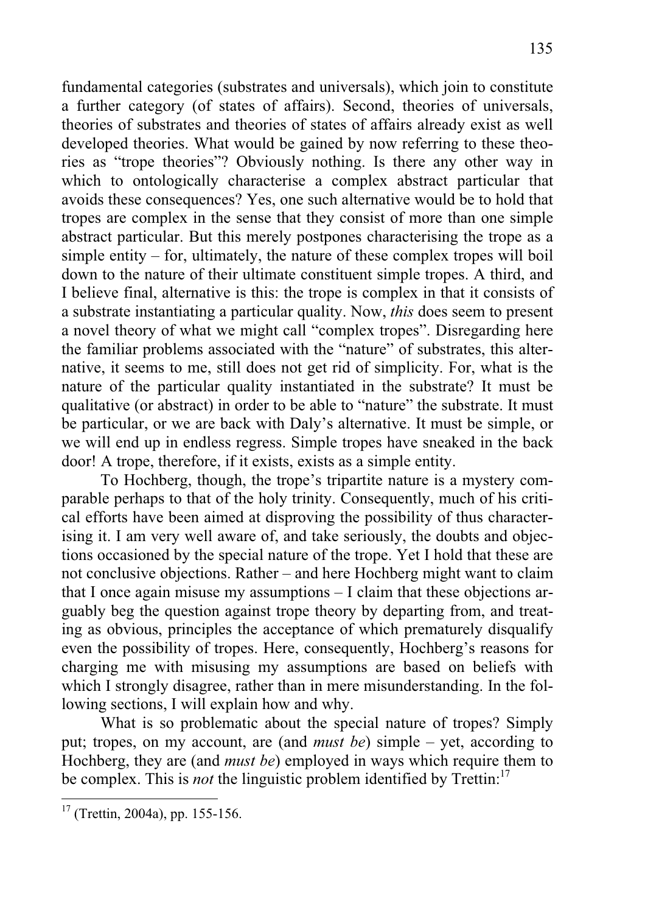fundamental categories (substrates and universals), which join to constitute a further category (of states of affairs). Second, theories of universals, theories of substrates and theories of states of affairs already exist as well developed theories. What would be gained by now referring to these theories as "trope theories"? Obviously nothing. Is there any other way in which to ontologically characterise a complex abstract particular that avoids these consequences? Yes, one such alternative would be to hold that tropes are complex in the sense that they consist of more than one simple abstract particular. But this merely postpones characterising the trope as a simple entity – for, ultimately, the nature of these complex tropes will boil down to the nature of their ultimate constituent simple tropes. A third, and I believe final, alternative is this: the trope is complex in that it consists of a substrate instantiating a particular quality. Now, *this* does seem to present a novel theory of what we might call "complex tropes". Disregarding here the familiar problems associated with the "nature" of substrates, this alternative, it seems to me, still does not get rid of simplicity. For, what is the nature of the particular quality instantiated in the substrate? It must be qualitative (or abstract) in order to be able to "nature" the substrate. It must be particular, or we are back with Daly's alternative. It must be simple, or we will end up in endless regress. Simple tropes have sneaked in the back door! A trope, therefore, if it exists, exists as a simple entity.

To Hochberg, though, the trope's tripartite nature is a mystery comparable perhaps to that of the holy trinity. Consequently, much of his critical efforts have been aimed at disproving the possibility of thus characterising it. I am very well aware of, and take seriously, the doubts and objections occasioned by the special nature of the trope. Yet I hold that these are not conclusive objections. Rather – and here Hochberg might want to claim that I once again misuse my assumptions – I claim that these objections arguably beg the question against trope theory by departing from, and treating as obvious, principles the acceptance of which prematurely disqualify even the possibility of tropes. Here, consequently, Hochberg's reasons for charging me with misusing my assumptions are based on beliefs with which I strongly disagree, rather than in mere misunderstanding. In the following sections, I will explain how and why.

What is so problematic about the special nature of tropes? Simply put; tropes, on my account, are (and *must be*) simple – yet, according to Hochberg, they are (and *must be*) employed in ways which require them to be complex. This is *not* the linguistic problem identified by Trettin:[17]

---

[17] (Trettin, 2004a), pp. 155-156.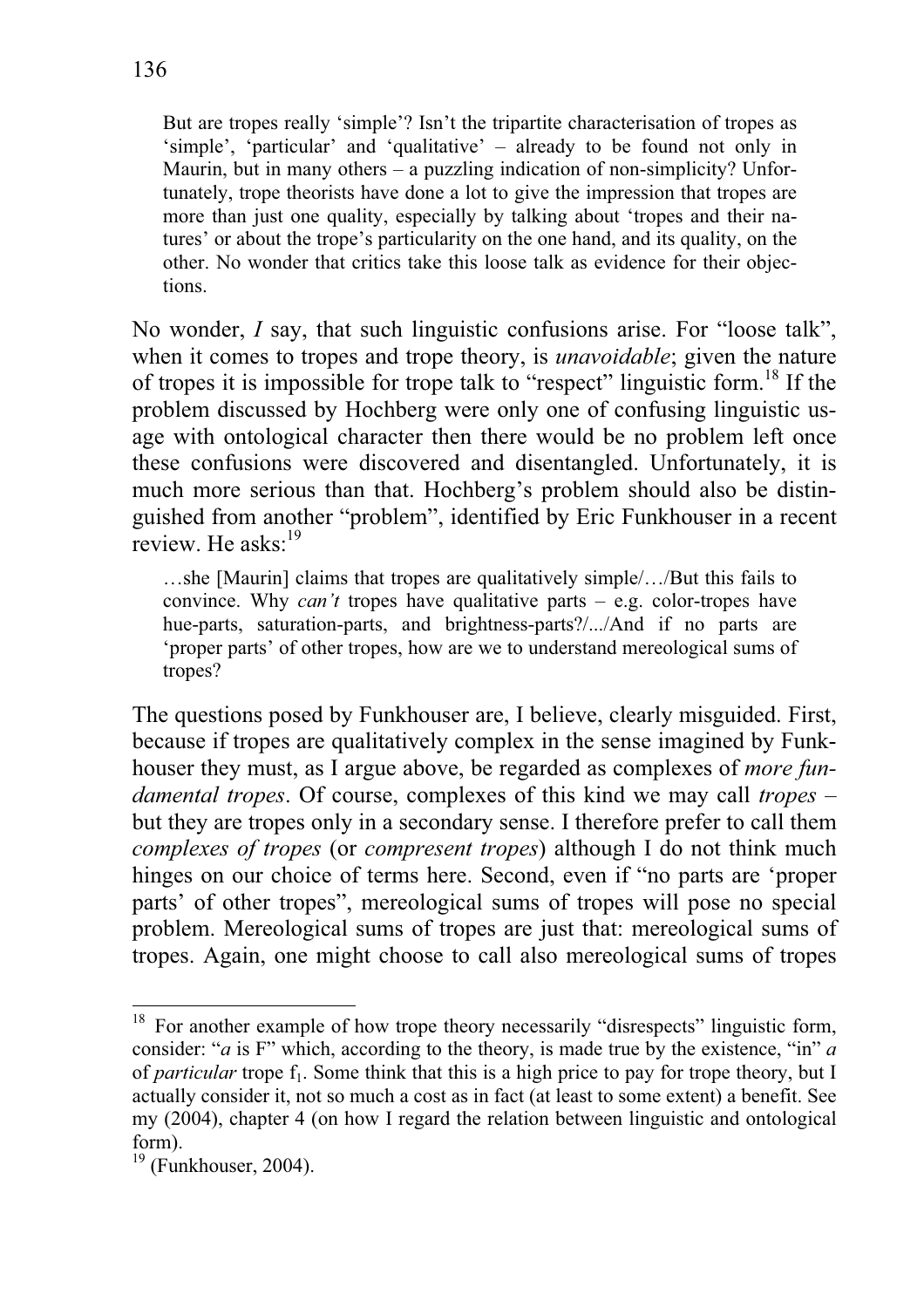> But are tropes really 'simple'? Isn't the tripartite characterisation of tropes as 'simple', 'particular' and 'qualitative' – already to be found not only in Maurin, but in many others – a puzzling indication of non-simplicity? Unfortunately, trope theorists have done a lot to give the impression that tropes are more than just one quality, especially by talking about 'tropes and their natures' or about the trope's particularity on the one hand, and its quality, on the other. No wonder that critics take this loose talk as evidence for their objections.

No wonder, *I* say, that such linguistic confusions arise. For "loose talk", when it comes to tropes and trope theory, is *unavoidable*; given the nature of tropes it is impossible for trope talk to "respect" linguistic form.[18] If the problem discussed by Hochberg were only one of confusing linguistic usage with ontological character then there would be no problem left once these confusions were discovered and disentangled. Unfortunately, it is much more serious than that. Hochberg's problem should also be distinguished from another "problem", identified by Eric Funkhouser in a recent review. He asks:[19]

> …she [Maurin] claims that tropes are qualitatively simple/…/But this fails to convince. Why *can't* tropes have qualitative parts – e.g. color-tropes have hue-parts, saturation-parts, and brightness-parts?/.../And if no parts are 'proper parts' of other tropes, how are we to understand mereological sums of tropes?

The questions posed by Funkhouser are, I believe, clearly misguided. First, because if tropes are qualitatively complex in the sense imagined by Funkhouser they must, as I argue above, be regarded as complexes of *more fundamental tropes*. Of course, complexes of this kind we may call *tropes* – but they are tropes only in a secondary sense. I therefore prefer to call them *complexes of tropes* (or *compresent tropes*) although I do not think much hinges on our choice of terms here. Second, even if "no parts are 'proper parts' of other tropes", mereological sums of tropes will pose no special problem. Mereological sums of tropes are just that: mereological sums of tropes. Again, one might choose to call also mereological sums of tropes

---

[18] For another example of how trope theory necessarily "disrespects" linguistic form, consider: "*a* is F" which, according to the theory, is made true by the existence, "in" *a* of *particular* trope $f_1$. Some think that this is a high price to pay for trope theory, but I actually consider it, not so much a cost as in fact (at least to some extent) a benefit. See my (2004), chapter 4 (on how I regard the relation between linguistic and ontological form).

[19] (Funkhouser, 2004).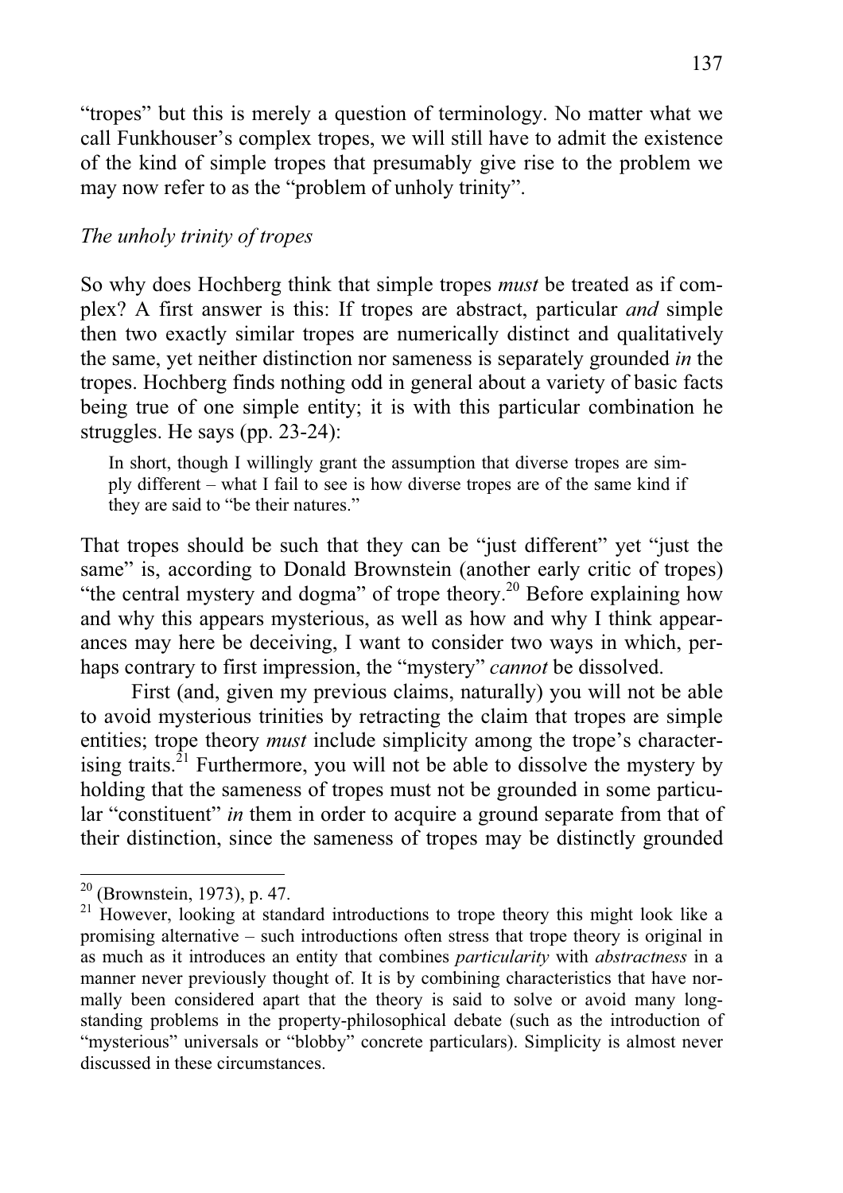"tropes" but this is merely a question of terminology. No matter what we call Funkhouser's complex tropes, we will still have to admit the existence of the kind of simple tropes that presumably give rise to the problem we may now refer to as the "problem of unholy trinity".

*The unholy trinity of tropes*

So why does Hochberg think that simple tropes *must* be treated as if complex? A first answer is this: If tropes are abstract, particular *and* simple then two exactly similar tropes are numerically distinct and qualitatively the same, yet neither distinction nor sameness is separately grounded *in* the tropes. Hochberg finds nothing odd in general about a variety of basic facts being true of one simple entity; it is with this particular combination he struggles. He says (pp. 23-24):

> In short, though I willingly grant the assumption that diverse tropes are simply different – what I fail to see is how diverse tropes are of the same kind if they are said to "be their natures."

That tropes should be such that they can be "just different" yet "just the same" is, according to Donald Brownstein (another early critic of tropes) "the central mystery and dogma" of trope theory.[20] Before explaining how and why this appears mysterious, as well as how and why I think appearances may here be deceiving, I want to consider two ways in which, perhaps contrary to first impression, the "mystery" *cannot* be dissolved.

First (and, given my previous claims, naturally) you will not be able to avoid mysterious trinities by retracting the claim that tropes are simple entities; trope theory *must* include simplicity among the trope's characterising traits.[21] Furthermore, you will not be able to dissolve the mystery by holding that the sameness of tropes must not be grounded in some particular "constituent" *in* them in order to acquire a ground separate from that of their distinction, since the sameness of tropes may be distinctly grounded

---

[20] (Brownstein, 1973), p. 47.

[21] However, looking at standard introductions to trope theory this might look like a promising alternative – such introductions often stress that trope theory is original in as much as it introduces an entity that combines *particularity* with *abstractness* in a manner never previously thought of. It is by combining characteristics that have normally been considered apart that the theory is said to solve or avoid many long-standing problems in the property-philosophical debate (such as the introduction of "mysterious" universals or "blobby" concrete particulars). Simplicity is almost never discussed in these circumstances.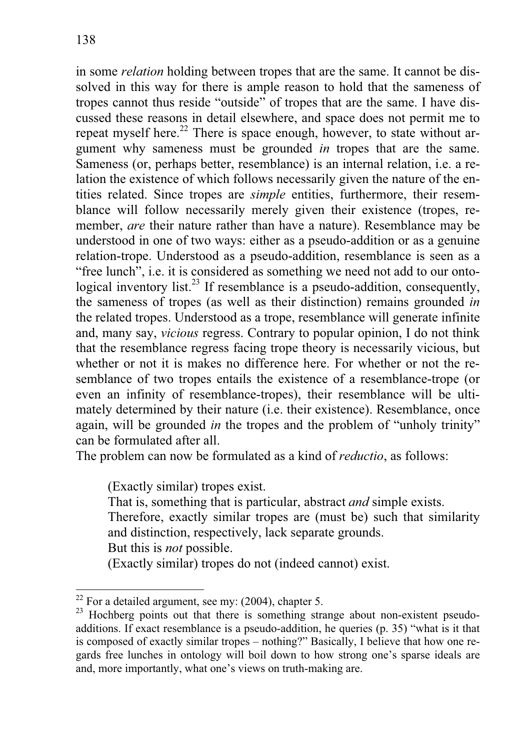in some *relation* holding between tropes that are the same. It cannot be dissolved in this way for there is ample reason to hold that the sameness of tropes cannot thus reside "outside" of tropes that are the same. I have discussed these reasons in detail elsewhere, and space does not permit me to repeat myself here.[22] There is space enough, however, to state without argument why sameness must be grounded *in* tropes that are the same. Sameness (or, perhaps better, resemblance) is an internal relation, i.e. a relation the existence of which follows necessarily given the nature of the entities related. Since tropes are *simple* entities, furthermore, their resemblance will follow necessarily merely given their existence (tropes, remember, *are* their nature rather than have a nature). Resemblance may be understood in one of two ways: either as a pseudo-addition or as a genuine relation-trope. Understood as a pseudo-addition, resemblance is seen as a "free lunch", i.e. it is considered as something we need not add to our ontological inventory list.[23] If resemblance is a pseudo-addition, consequently, the sameness of tropes (as well as their distinction) remains grounded *in* the related tropes. Understood as a trope, resemblance will generate infinite and, many say, *vicious* regress. Contrary to popular opinion, I do not think that the resemblance regress facing trope theory is necessarily vicious, but whether or not it is makes no difference here. For whether or not the resemblance of two tropes entails the existence of a resemblance-trope (or even an infinity of resemblance-tropes), their resemblance will be ultimately determined by their nature (i.e. their existence). Resemblance, once again, will be grounded *in* the tropes and the problem of "unholy trinity" can be formulated after all.

The problem can now be formulated as a kind of *reductio*, as follows:

> (Exactly similar) tropes exist.
> That is, something that is particular, abstract *and* simple exists.
> Therefore, exactly similar tropes are (must be) such that similarity and distinction, respectively, lack separate grounds.
> But this is *not* possible.
> (Exactly similar) tropes do not (indeed cannot) exist.

---

[22] For a detailed argument, see my: (2004), chapter 5.

[23] Hochberg points out that there is something strange about non-existent pseudo-additions. If exact resemblance is a pseudo-addition, he queries (p. 35) "what is it that is composed of exactly similar tropes – nothing?" Basically, I believe that how one regards free lunches in ontology will boil down to how strong one's sparse ideals are and, more importantly, what one's views on truth-making are.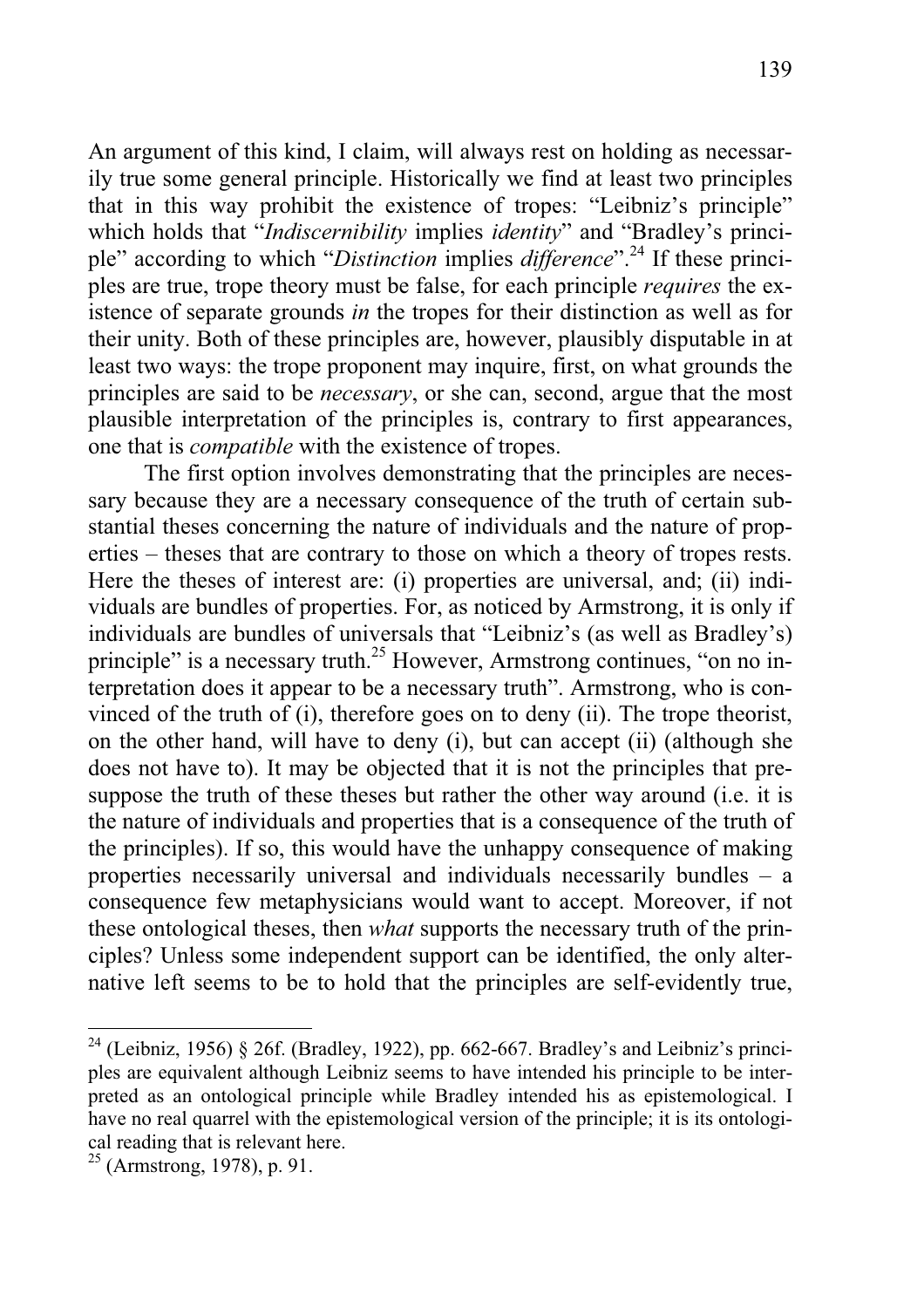An argument of this kind, I claim, will always rest on holding as necessarily true some general principle. Historically we find at least two principles that in this way prohibit the existence of tropes: "Leibniz's principle" which holds that "*Indiscernibility* implies *identity*" and "Bradley's principle" according to which "*Distinction* implies *difference*".[24] If these principles are true, trope theory must be false, for each principle *requires* the existence of separate grounds *in* the tropes for their distinction as well as for their unity. Both of these principles are, however, plausibly disputable in at least two ways: the trope proponent may inquire, first, on what grounds the principles are said to be *necessary*, or she can, second, argue that the most plausible interpretation of the principles is, contrary to first appearances, one that is *compatible* with the existence of tropes.

The first option involves demonstrating that the principles are necessary because they are a necessary consequence of the truth of certain substantial theses concerning the nature of individuals and the nature of properties – theses that are contrary to those on which a theory of tropes rests. Here the theses of interest are: (i) properties are universal, and; (ii) individuals are bundles of properties. For, as noticed by Armstrong, it is only if individuals are bundles of universals that "Leibniz's (as well as Bradley's) principle" is a necessary truth.[25] However, Armstrong continues, "on no interpretation does it appear to be a necessary truth". Armstrong, who is convinced of the truth of (i), therefore goes on to deny (ii). The trope theorist, on the other hand, will have to deny (i), but can accept (ii) (although she does not have to). It may be objected that it is not the principles that presuppose the truth of these theses but rather the other way around (i.e. it is the nature of individuals and properties that is a consequence of the truth of the principles). If so, this would have the unhappy consequence of making properties necessarily universal and individuals necessarily bundles – a consequence few metaphysicians would want to accept. Moreover, if not these ontological theses, then *what* supports the necessary truth of the principles? Unless some independent support can be identified, the only alternative left seems to be to hold that the principles are self-evidently true,

---

[24] (Leibniz, 1956) § 26f. (Bradley, 1922), pp. 662-667. Bradley's and Leibniz's principles are equivalent although Leibniz seems to have intended his principle to be interpreted as an ontological principle while Bradley intended his as epistemological. I have no real quarrel with the epistemological version of the principle; it is its ontological reading that is relevant here.

[25] (Armstrong, 1978), p. 91.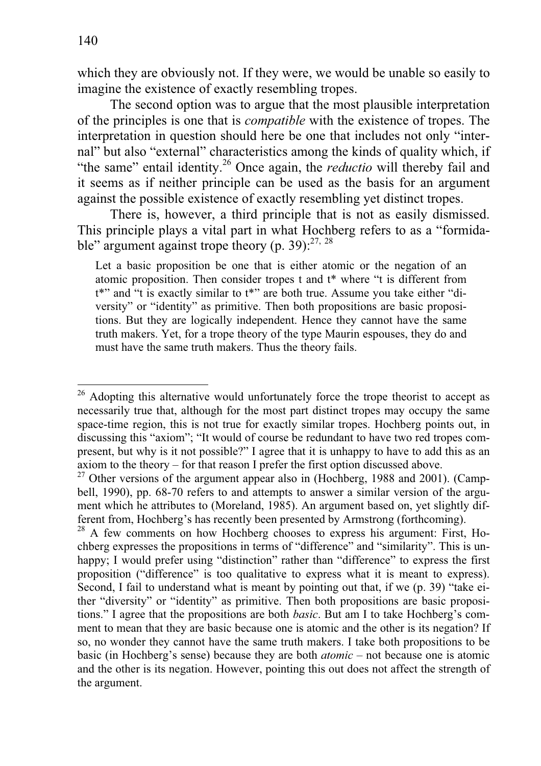which they are obviously not. If they were, we would be unable so easily to imagine the existence of exactly resembling tropes.

The second option was to argue that the most plausible interpretation of the principles is one that is *compatible* with the existence of tropes. The interpretation in question should here be one that includes not only "internal" but also "external" characteristics among the kinds of quality which, if "the same" entail identity.[26] Once again, the *reductio* will thereby fail and it seems as if neither principle can be used as the basis for an argument against the possible existence of exactly resembling yet distinct tropes.

There is, however, a third principle that is not as easily dismissed. This principle plays a vital part in what Hochberg refers to as a "formidable" argument against trope theory (p. 39):[27, 28]

> Let a basic proposition be one that is either atomic or the negation of an atomic proposition. Then consider tropes t and t* where "t is different from t*" and "t is exactly similar to t*" are both true. Assume you take either "diversity" or "identity" as primitive. Then both propositions are basic propositions. But they are logically independent. Hence they cannot have the same truth makers. Yet, for a trope theory of the type Maurin espouses, they do and must have the same truth makers. Thus the theory fails.

---

[26] Adopting this alternative would unfortunately force the trope theorist to accept as necessarily true that, although for the most part distinct tropes may occupy the same space-time region, this is not true for exactly similar tropes. Hochberg points out, in discussing this "axiom"; "It would of course be redundant to have two red tropes compresent, but why is it not possible?" I agree that it is unhappy to have to add this as an axiom to the theory – for that reason I prefer the first option discussed above.

[27] Other versions of the argument appear also in (Hochberg, 1988 and 2001). (Campbell, 1990), pp. 68-70 refers to and attempts to answer a similar version of the argument which he attributes to (Moreland, 1985). An argument based on, yet slightly different from, Hochberg's has recently been presented by Armstrong (forthcoming).

[28] A few comments on how Hochberg chooses to express his argument: First, Hochberg expresses the propositions in terms of "difference" and "similarity". This is unhappy; I would prefer using "distinction" rather than "difference" to express the first proposition ("difference" is too qualitative to express what it is meant to express). Second, I fail to understand what is meant by pointing out that, if we (p. 39) "take either "diversity" or "identity" as primitive. Then both propositions are basic propositions." I agree that the propositions are both *basic*. But am I to take Hochberg's comment to mean that they are basic because one is atomic and the other is its negation? If so, no wonder they cannot have the same truth makers. I take both propositions to be basic (in Hochberg's sense) because they are both *atomic* – not because one is atomic and the other is its negation. However, pointing this out does not affect the strength of the argument.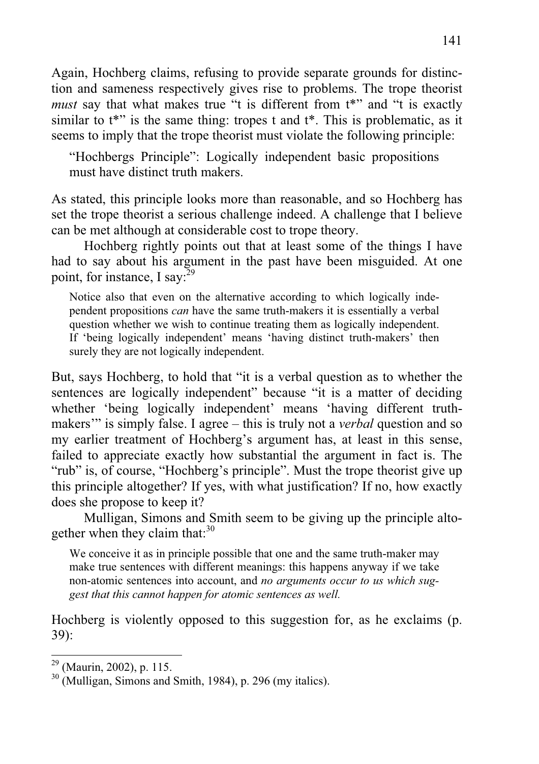Again, Hochberg claims, refusing to provide separate grounds for distinction and sameness respectively gives rise to problems. The trope theorist *must* say that what makes true "t is different from t*" and "t is exactly similar to t*" is the same thing: tropes t and t*. This is problematic, as it seems to imply that the trope theorist must violate the following principle:

> "Hochbergs Principle": Logically independent basic propositions must have distinct truth makers.

As stated, this principle looks more than reasonable, and so Hochberg has set the trope theorist a serious challenge indeed. A challenge that I believe can be met although at considerable cost to trope theory.

Hochberg rightly points out that at least some of the things I have had to say about his argument in the past have been misguided. At one point, for instance, I say:[29]

> Notice also that even on the alternative according to which logically independent propositions *can* have the same truth-makers it is essentially a verbal question whether we wish to continue treating them as logically independent. If 'being logically independent' means 'having distinct truth-makers' then surely they are not logically independent.

But, says Hochberg, to hold that "it is a verbal question as to whether the sentences are logically independent" because "it is a matter of deciding whether 'being logically independent' means 'having different truth-makers'" is simply false. I agree – this is truly not a *verbal* question and so my earlier treatment of Hochberg's argument has, at least in this sense, failed to appreciate exactly how substantial the argument in fact is. The "rub" is, of course, "Hochberg's principle". Must the trope theorist give up this principle altogether? If yes, with what justification? If no, how exactly does she propose to keep it?

Mulligan, Simons and Smith seem to be giving up the principle altogether when they claim that:[30]

> We conceive it as in principle possible that one and the same truth-maker may make true sentences with different meanings: this happens anyway if we take non-atomic sentences into account, and *no arguments occur to us which suggest that this cannot happen for atomic sentences as well.*

Hochberg is violently opposed to this suggestion for, as he exclaims (p. 39):

---

[29] (Maurin, 2002), p. 115.

[30] (Mulligan, Simons and Smith, 1984), p. 296 (my italics).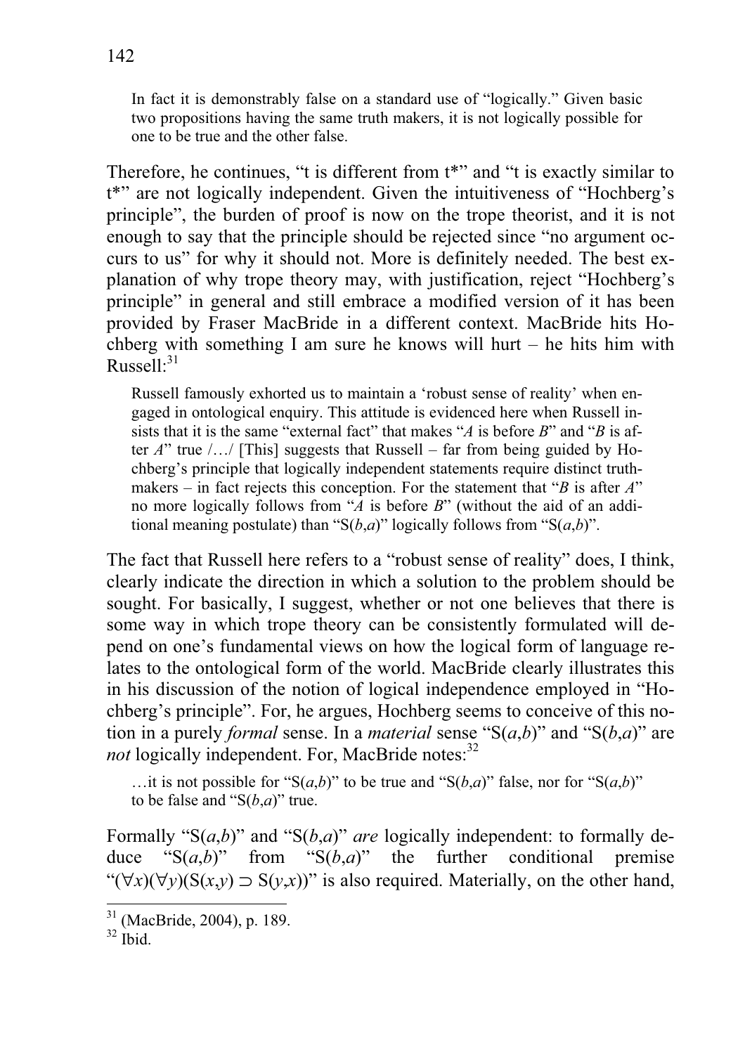> In fact it is demonstrably false on a standard use of "logically." Given basic two propositions having the same truth makers, it is not logically possible for one to be true and the other false.

Therefore, he continues, "t is different from t*" and "t is exactly similar to t*" are not logically independent. Given the intuitiveness of "Hochberg's principle", the burden of proof is now on the trope theorist, and it is not enough to say that the principle should be rejected since "no argument occurs to us" for why it should not. More is definitely needed. The best explanation of why trope theory may, with justification, reject "Hochberg's principle" in general and still embrace a modified version of it has been provided by Fraser MacBride in a different context. MacBride hits Hochberg with something I am sure he knows will hurt – he hits him with Russell:[31]

> Russell famously exhorted us to maintain a 'robust sense of reality' when engaged in ontological enquiry. This attitude is evidenced here when Russell insists that it is the same "external fact" that makes "*A* is before *B*" and "*B* is after *A*" true /…/ [This] suggests that Russell – far from being guided by Hochberg's principle that logically independent statements require distinct truthmakers – in fact rejects this conception. For the statement that "*B* is after *A*" no more logically follows from "*A* is before *B*" (without the aid of an additional meaning postulate) than "S(*b*,*a*)" logically follows from "S(*a*,*b*)".

The fact that Russell here refers to a "robust sense of reality" does, I think, clearly indicate the direction in which a solution to the problem should be sought. For basically, I suggest, whether or not one believes that there is some way in which trope theory can be consistently formulated will depend on one's fundamental views on how the logical form of language relates to the ontological form of the world. MacBride clearly illustrates this in his discussion of the notion of logical independence employed in "Hochberg's principle". For, he argues, Hochberg seems to conceive of this notion in a purely *formal* sense. In a *material* sense "S(*a*,*b*)" and "S(*b*,*a*)" are *not* logically independent. For, MacBride notes:[32]

> …it is not possible for "S(*a*,*b*)" to be true and "S(*b*,*a*)" false, nor for "S(*a*,*b*)" to be false and "S(*b*,*a*)" true.

Formally "S(*a*,*b*)" and "S(*b*,*a*)" *are* logically independent: to formally deduce "S(*a*,*b*)" from "S(*b*,*a*)" the further conditional premise "$(\forall x)(\forall y)(S(x,y) \supset S(y,x))$" is also required. Materially, on the other hand,

[31] (MacBride, 2004), p. 189.

[32] Ibid.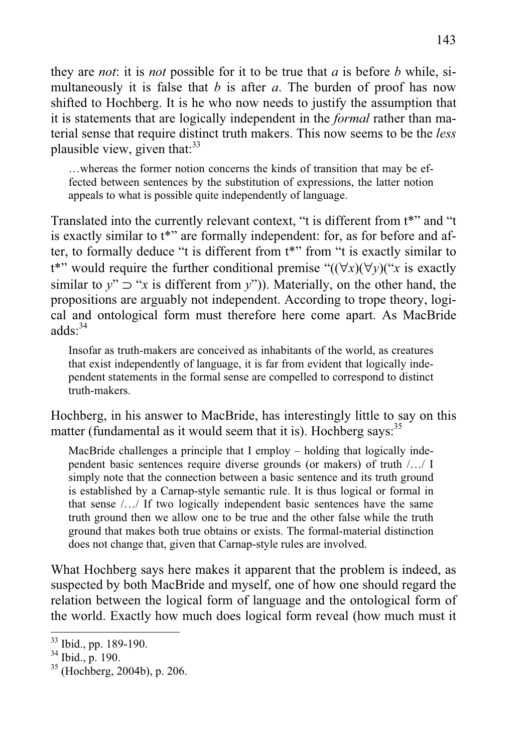they are *not*: it is *not* possible for it to be true that *a* is before *b* while, simultaneously it is false that *b* is after *a*. The burden of proof has now shifted to Hochberg. It is he who now needs to justify the assumption that it is statements that are logically independent in the *formal* rather than material sense that require distinct truth makers. This now seems to be the *less* plausible view, given that:[33]

> …whereas the former notion concerns the kinds of transition that may be effected between sentences by the substitution of expressions, the latter notion appeals to what is possible quite independently of language.

Translated into the currently relevant context, "t is different from t*" and "t is exactly similar to t*" are formally independent: for, as for before and after, to formally deduce "t is different from t*" from "t is exactly similar to t*" would require the further conditional premise "$((\forall x)(\forall y)($"*x* is exactly similar to *y*" $\supset$ "*x* is different from *y*")). Materially, on the other hand, the propositions are arguably not independent. According to trope theory, logical and ontological form must therefore here come apart. As MacBride adds:[34]

> Insofar as truth-makers are conceived as inhabitants of the world, as creatures that exist independently of language, it is far from evident that logically independent statements in the formal sense are compelled to correspond to distinct truth-makers.

Hochberg, in his answer to MacBride, has interestingly little to say on this matter (fundamental as it would seem that it is). Hochberg says:[35]

> MacBride challenges a principle that I employ – holding that logically independent basic sentences require diverse grounds (or makers) of truth /…/ I simply note that the connection between a basic sentence and its truth ground is established by a Carnap-style semantic rule. It is thus logical or formal in that sense /…/ If two logically independent basic sentences have the same truth ground then we allow one to be true and the other false while the truth ground that makes both true obtains or exists. The formal-material distinction does not change that, given that Carnap-style rules are involved.

What Hochberg says here makes it apparent that the problem is indeed, as suspected by both MacBride and myself, one of how one should regard the relation between the logical form of language and the ontological form of the world. Exactly how much does logical form reveal (how much must it

---

[33] Ibid., pp. 189-190.

[34] Ibid., p. 190.

[35] (Hochberg, 2004b), p. 206.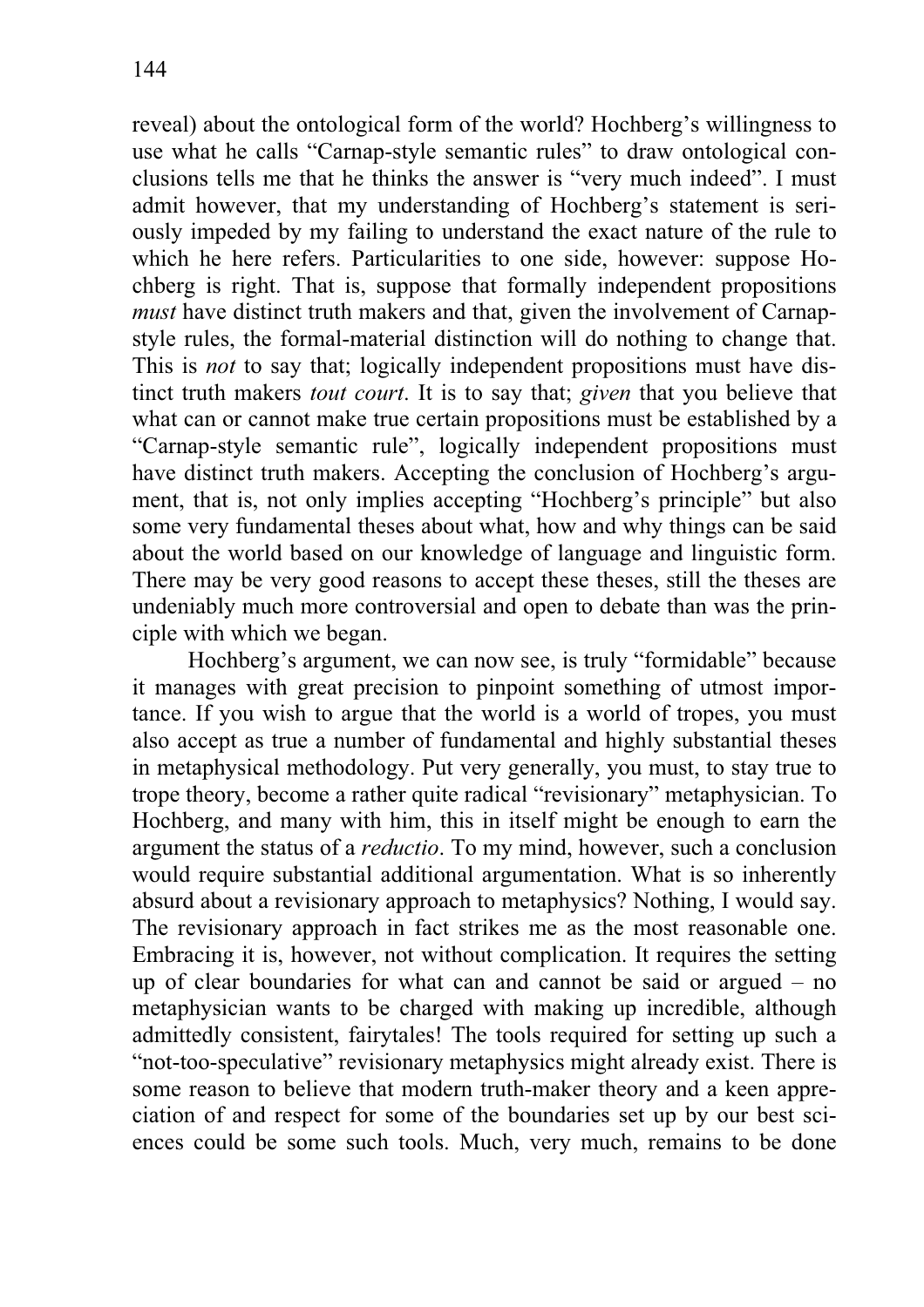reveal) about the ontological form of the world? Hochberg's willingness to use what he calls "Carnap-style semantic rules" to draw ontological conclusions tells me that he thinks the answer is "very much indeed". I must admit however, that my understanding of Hochberg's statement is seriously impeded by my failing to understand the exact nature of the rule to which he here refers. Particularities to one side, however: suppose Hochberg is right. That is, suppose that formally independent propositions *must* have distinct truth makers and that, given the involvement of Carnap-style rules, the formal-material distinction will do nothing to change that. This is *not* to say that; logically independent propositions must have distinct truth makers *tout court*. It is to say that; *given* that you believe that what can or cannot make true certain propositions must be established by a "Carnap-style semantic rule", logically independent propositions must have distinct truth makers. Accepting the conclusion of Hochberg's argument, that is, not only implies accepting "Hochberg's principle" but also some very fundamental theses about what, how and why things can be said about the world based on our knowledge of language and linguistic form. There may be very good reasons to accept these theses, still the theses are undeniably much more controversial and open to debate than was the principle with which we began.

Hochberg's argument, we can now see, is truly "formidable" because it manages with great precision to pinpoint something of utmost importance. If you wish to argue that the world is a world of tropes, you must also accept as true a number of fundamental and highly substantial theses in metaphysical methodology. Put very generally, you must, to stay true to trope theory, become a rather quite radical "revisionary" metaphysician. To Hochberg, and many with him, this in itself might be enough to earn the argument the status of a *reductio*. To my mind, however, such a conclusion would require substantial additional argumentation. What is so inherently absurd about a revisionary approach to metaphysics? Nothing, I would say. The revisionary approach in fact strikes me as the most reasonable one. Embracing it is, however, not without complication. It requires the setting up of clear boundaries for what can and cannot be said or argued – no metaphysician wants to be charged with making up incredible, although admittedly consistent, fairytales! The tools required for setting up such a "not-too-speculative" revisionary metaphysics might already exist. There is some reason to believe that modern truth-maker theory and a keen appreciation of and respect for some of the boundaries set up by our best sciences could be some such tools. Much, very much, remains to be done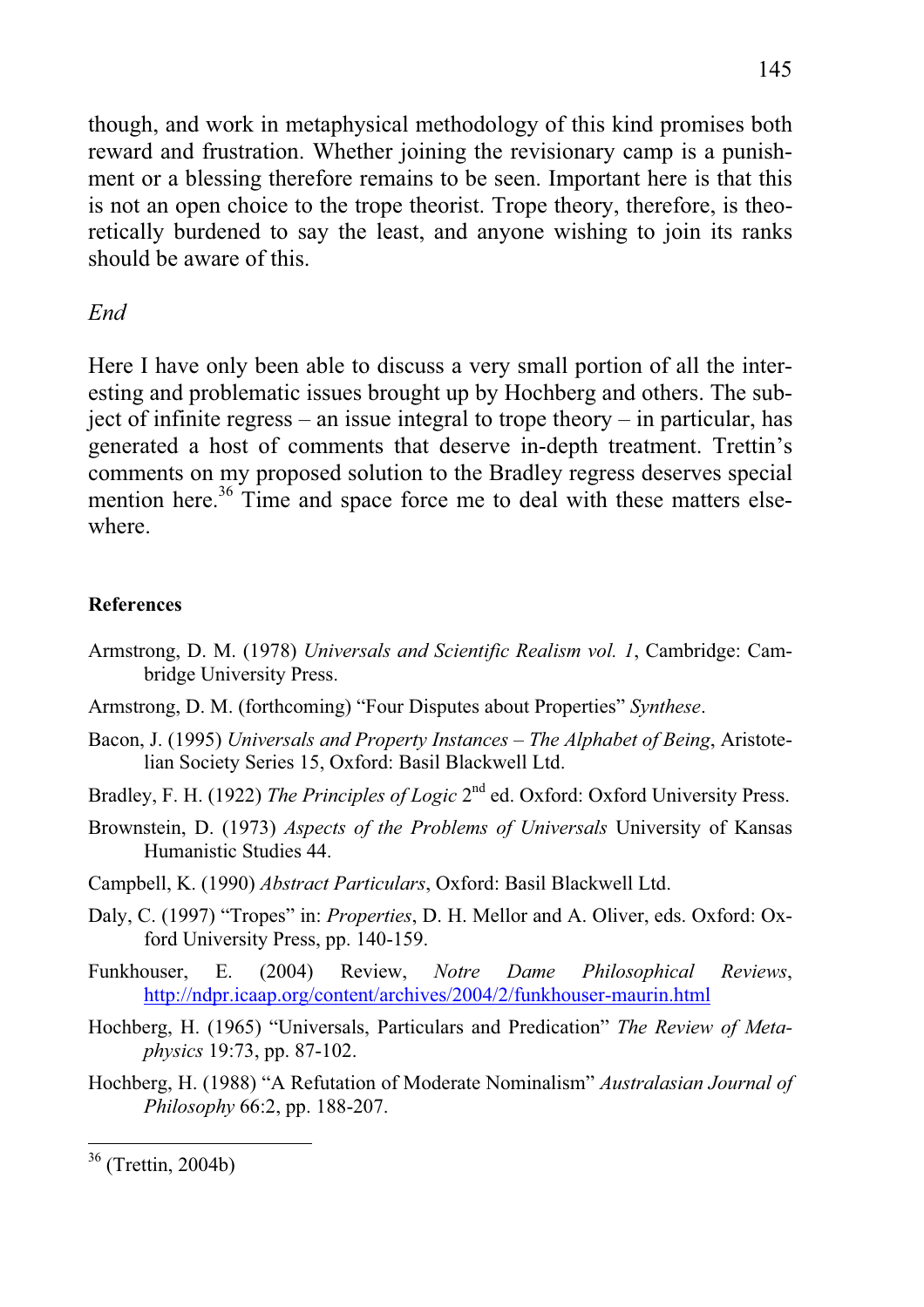though, and work in metaphysical methodology of this kind promises both reward and frustration. Whether joining the revisionary camp is a punishment or a blessing therefore remains to be seen. Important here is that this is not an open choice to the trope theorist. Trope theory, therefore, is theoretically burdened to say the least, and anyone wishing to join its ranks should be aware of this.

## *End*

Here I have only been able to discuss a very small portion of all the interesting and problematic issues brought up by Hochberg and others. The subject of infinite regress – an issue integral to trope theory – in particular, has generated a host of comments that deserve in-depth treatment. Trettin's comments on my proposed solution to the Bradley regress deserves special mention here.[36] Time and space force me to deal with these matters elsewhere.

### References

Armstrong, D. M. (1978) *Universals and Scientific Realism vol. 1*, Cambridge: Cambridge University Press.

Armstrong, D. M. (forthcoming) "Four Disputes about Properties" *Synthese*.

Bacon, J. (1995) *Universals and Property Instances – The Alphabet of Being*, Aristotelian Society Series 15, Oxford: Basil Blackwell Ltd.

Bradley, F. H. (1922) *The Principles of Logic* 2nd ed. Oxford: Oxford University Press.

Brownstein, D. (1973) *Aspects of the Problems of Universals* University of Kansas Humanistic Studies 44.

Campbell, K. (1990) *Abstract Particulars*, Oxford: Basil Blackwell Ltd.

Daly, C. (1997) "Tropes" in: *Properties*, D. H. Mellor and A. Oliver, eds. Oxford: Oxford University Press, pp. 140-159.

Funkhouser, E. (2004) Review, *Notre Dame Philosophical Reviews*, http://ndpr.icaap.org/content/archives/2004/2/funkhouser-maurin.html

Hochberg, H. (1965) "Universals, Particulars and Predication" *The Review of Metaphysics* 19:73, pp. 87-102.

Hochberg, H. (1988) "A Refutation of Moderate Nominalism" *Australasian Journal of Philosophy* 66:2, pp. 188-207.

---

[36] (Trettin, 2004b)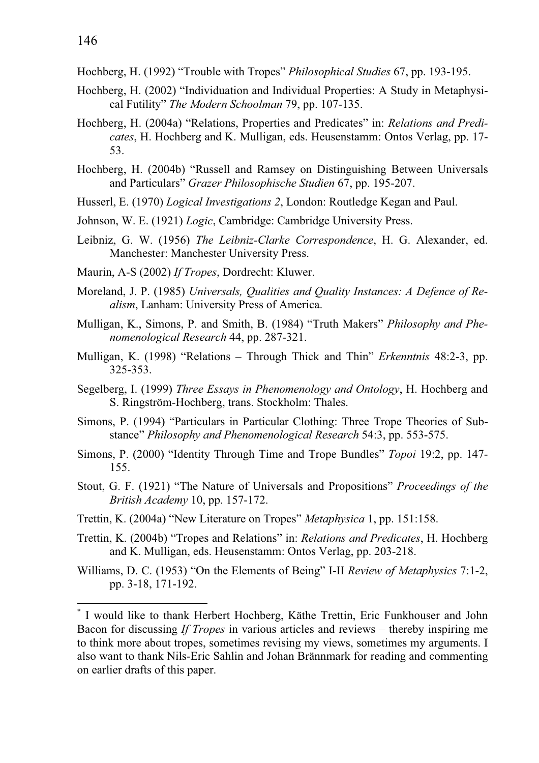Hochberg, H. (1992) "Trouble with Tropes" *Philosophical Studies* 67, pp. 193-195.

Hochberg, H. (2002) "Individuation and Individual Properties: A Study in Metaphysical Futility" *The Modern Schoolman* 79, pp. 107-135.

Hochberg, H. (2004a) "Relations, Properties and Predicates" in: *Relations and Predicates*, H. Hochberg and K. Mulligan, eds. Heusenstamm: Ontos Verlag, pp. 17-53.

Hochberg, H. (2004b) "Russell and Ramsey on Distinguishing Between Universals and Particulars" *Grazer Philosophische Studien* 67, pp. 195-207.

Husserl, E. (1970) *Logical Investigations 2*, London: Routledge Kegan and Paul.

Johnson, W. E. (1921) *Logic*, Cambridge: Cambridge University Press.

Leibniz, G. W. (1956) *The Leibniz-Clarke Correspondence*, H. G. Alexander, ed. Manchester: Manchester University Press.

Maurin, A-S (2002) *If Tropes*, Dordrecht: Kluwer.

Moreland, J. P. (1985) *Universals, Qualities and Quality Instances: A Defence of Realism*, Lanham: University Press of America.

Mulligan, K., Simons, P. and Smith, B. (1984) "Truth Makers" *Philosophy and Phenomenological Research* 44, pp. 287-321.

Mulligan, K. (1998) "Relations – Through Thick and Thin" *Erkenntnis* 48:2-3, pp. 325-353.

Segelberg, I. (1999) *Three Essays in Phenomenology and Ontology*, H. Hochberg and S. Ringström-Hochberg, trans. Stockholm: Thales.

Simons, P. (1994) "Particulars in Particular Clothing: Three Trope Theories of Substance" *Philosophy and Phenomenological Research* 54:3, pp. 553-575.

Simons, P. (2000) "Identity Through Time and Trope Bundles" *Topoi* 19:2, pp. 147-155.

Stout, G. F. (1921) "The Nature of Universals and Propositions" *Proceedings of the British Academy* 10, pp. 157-172.

Trettin, K. (2004a) "New Literature on Tropes" *Metaphysica* 1, pp. 151:158.

Trettin, K. (2004b) "Tropes and Relations" in: *Relations and Predicates*, H. Hochberg and K. Mulligan, eds. Heusenstamm: Ontos Verlag, pp. 203-218.

Williams, D. C. (1953) "On the Elements of Being" I-II *Review of Metaphysics* 7:1-2, pp. 3-18, 171-192.

---

* I would like to thank Herbert Hochberg, Käthe Trettin, Eric Funkhouser and John Bacon for discussing *If Tropes* in various articles and reviews – thereby inspiring me to think more about tropes, sometimes revising my views, sometimes my arguments. I also want to thank Nils-Eric Sahlin and Johan Brännmark for reading and commenting on earlier drafts of this paper.